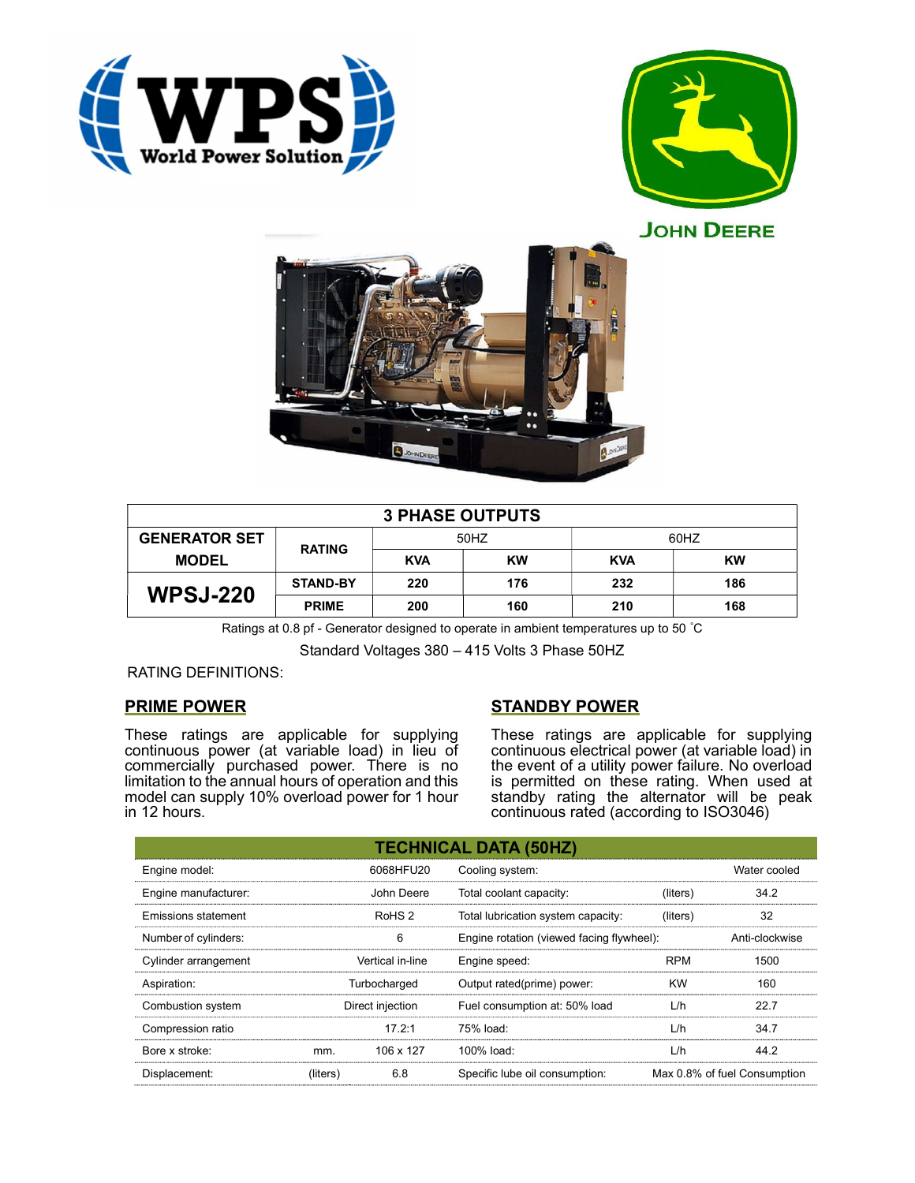| 3 PHASE OUTPUTS | | | | | |
|---|---|---|---|---|---|
| GENERATOR SET MODEL | RATING | 50HZ | | 60HZ | |
| | | KVA | KW | KVA | KW |
| WPSJ-220 | STAND-BY | 220 | 176 | 232 | 186 |
| | PRIME | 200 | 160 | 210 | 168 |

Ratings at 0.8 pf - Generator designed to operate in ambient temperatures up to 50 ˚C

Standard Voltages 380 – 415 Volts 3 Phase 50HZ

RATING DEFINITIONS:

## PRIME POWER

These ratings are applicable for supplying continuous power (at variable load) in lieu of commercially purchased power. There is no limitation to the annual hours of operation and this model can supply 10% overload power for 1 hour in 12 hours.

## STANDBY POWER

These ratings are applicable for supplying continuous electrical power (at variable load) in the event of a utility power failure. No overload is permitted on these rating. When used at standby rating the alternator will be peak continuous rated (according to ISO3046)

## TECHNICAL DATA (50HZ)

| | | | | | |
|---|---|---|---|---|---|
| Engine model: | | 6068HFU20 | Cooling system: | | Water cooled |
| Engine manufacturer: | | John Deere | Total coolant capacity: | (liters) | 34.2 |
| Emissions statement | | RoHS 2 | Total lubrication system capacity: | (liters) | 32 |
| Number of cylinders: | | 6 | Engine rotation (viewed facing flywheel): | | Anti-clockwise |
| Cylinder arrangement | | Vertical in-line | Engine speed: | RPM | 1500 |
| Aspiration: | | Turbocharged | Output rated(prime) power: | KW | 160 |
| Combustion system | | Direct injection | Fuel consumption at: 50% load | L/h | 22.7 |
| Compression ratio | | 17.2:1 | 75% load: | L/h | 34.7 |
| Bore x stroke: | mm. | 106 x 127 | 100% load: | L/h | 44.2 |
| Displacement: | (liters) | 6.8 | Specific lube oil consumption: | | Max 0.8% of fuel Consumption |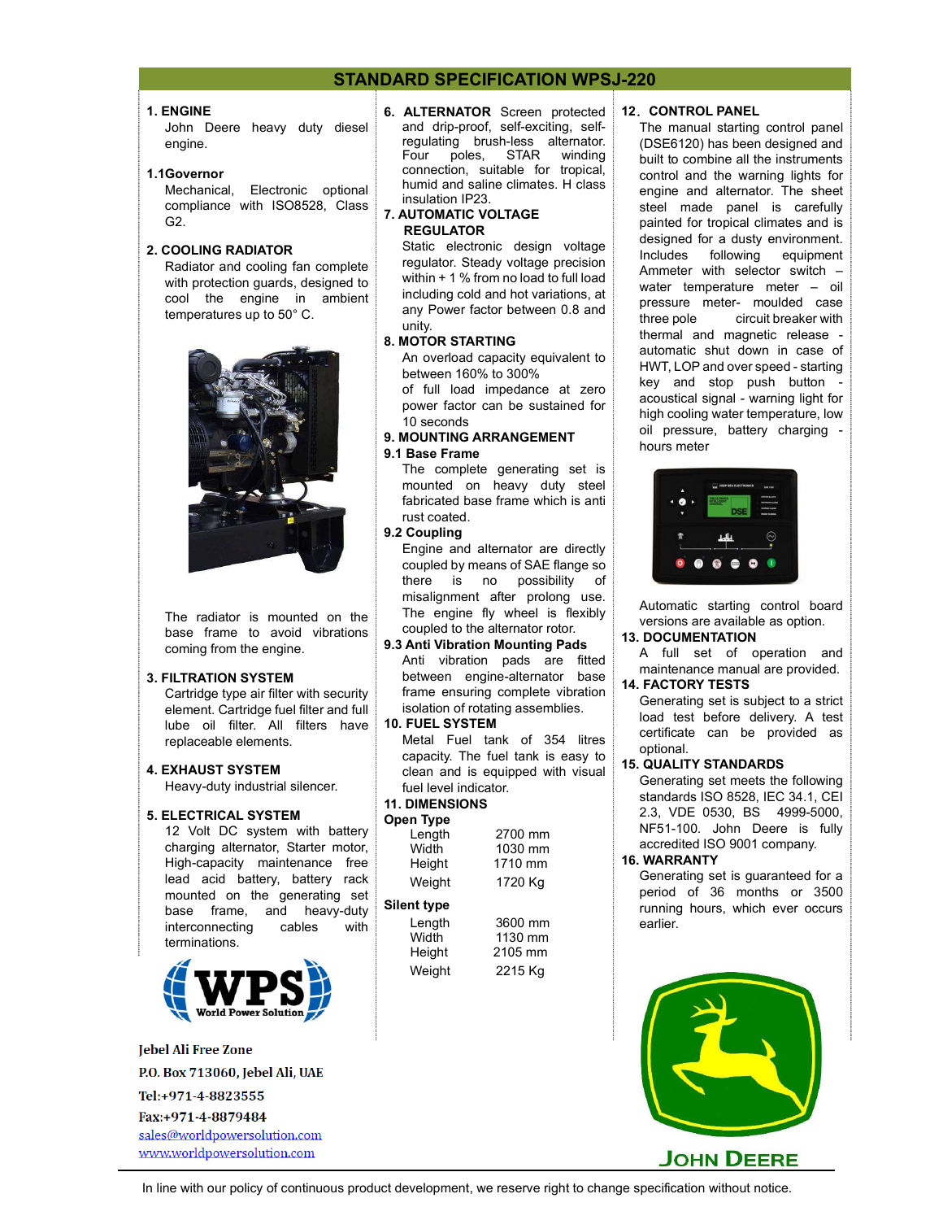# STANDARD SPECIFICATION WPSJ-220

## 1. ENGINE

John Deere heavy duty diesel engine.

### 1.1Governor

Mechanical, Electronic optional compliance with ISO8528, Class G2.

## 2. COOLING RADIATOR

Radiator and cooling fan complete with protection guards, designed to cool the engine in ambient temperatures up to 50° C.

The radiator is mounted on the base frame to avoid vibrations coming from the engine.

## 3. FILTRATION SYSTEM

Cartridge type air filter with security element. Cartridge fuel filter and full lube oil filter. All filters have replaceable elements.

## 4. EXHAUST SYSTEM

Heavy-duty industrial silencer.

## 5. ELECTRICAL SYSTEM

12 Volt DC system with battery charging alternator, Starter motor, High-capacity maintenance free lead acid battery, battery rack mounted on the generating set base frame, and heavy-duty interconnecting cables with terminations.

WPS World Power Solution

Jebel Ali Free Zone
P.O. Box 713060, Jebel Ali, UAE
Tel:+971-4-8823555
Fax:+971-4-8879484
sales@worldpowersolution.com
www.worldpowersolution.com

## 6. ALTERNATOR

Screen protected and drip-proof, self-exciting, self-regulating brush-less alternator. Four poles, STAR winding connection, suitable for tropical, humid and saline climates. H class insulation IP23.

## 7. AUTOMATIC VOLTAGE REGULATOR

Static electronic design voltage regulator. Steady voltage precision within + 1 % from no load to full load including cold and hot variations, at any Power factor between 0.8 and unity.

## 8. MOTOR STARTING

An overload capacity equivalent to between 160% to 300% of full load impedance at zero power factor can be sustained for 10 seconds

## 9. MOUNTING ARRANGEMENT

### 9.1 Base Frame

The complete generating set is mounted on heavy duty steel fabricated base frame which is anti rust coated.

### 9.2 Coupling

Engine and alternator are directly coupled by means of SAE flange so there is no possibility of misalignment after prolong use. The engine fly wheel is flexibly coupled to the alternator rotor.

### 9.3 Anti Vibration Mounting Pads

Anti vibration pads are fitted between engine-alternator base frame ensuring complete vibration isolation of rotating assemblies.

## 10. FUEL SYSTEM

Metal Fuel tank of 354 litres capacity. The fuel tank is easy to clean and is equipped with visual fuel level indicator.

## 11. DIMENSIONS

**Open Type**

| | |
|---|---|
| Length | 2700 mm |
| Width | 1030 mm |
| Height | 1710 mm |
| Weight | 1720 Kg |

**Silent type**

| | |
|---|---|
| Length | 3600 mm |
| Width | 1130 mm |
| Height | 2105 mm |
| Weight | 2215 Kg |

## 12. CONTROL PANEL

The manual starting control panel (DSE6120) has been designed and built to combine all the instruments control and the warning lights for engine and alternator. The sheet steel made panel is carefully painted for tropical climates and is designed for a dusty environment. Includes following equipment Ammeter with selector switch – water temperature meter – oil pressure meter- moulded case three pole circuit breaker with thermal and magnetic release - automatic shut down in case of HWT, LOP and over speed - starting key and stop push button - acoustical signal - warning light for high cooling water temperature, low oil pressure, battery charging - hours meter

Automatic starting control board versions are available as option.

## 13. DOCUMENTATION

A full set of operation and maintenance manual are provided.

## 14. FACTORY TESTS

Generating set is subject to a strict load test before delivery. A test certificate can be provided as optional.

## 15. QUALITY STANDARDS

Generating set meets the following standards ISO 8528, IEC 34.1, CEI 2.3, VDE 0530, BS 4999-5000, NF51-100. John Deere is fully accredited ISO 9001 company.

## 16. WARRANTY

Generating set is guaranteed for a period of 36 months or 3500 running hours, which ever occurs earlier.

JOHN DEERE

In line with our policy of continuous product development, we reserve right to change specification without notice.